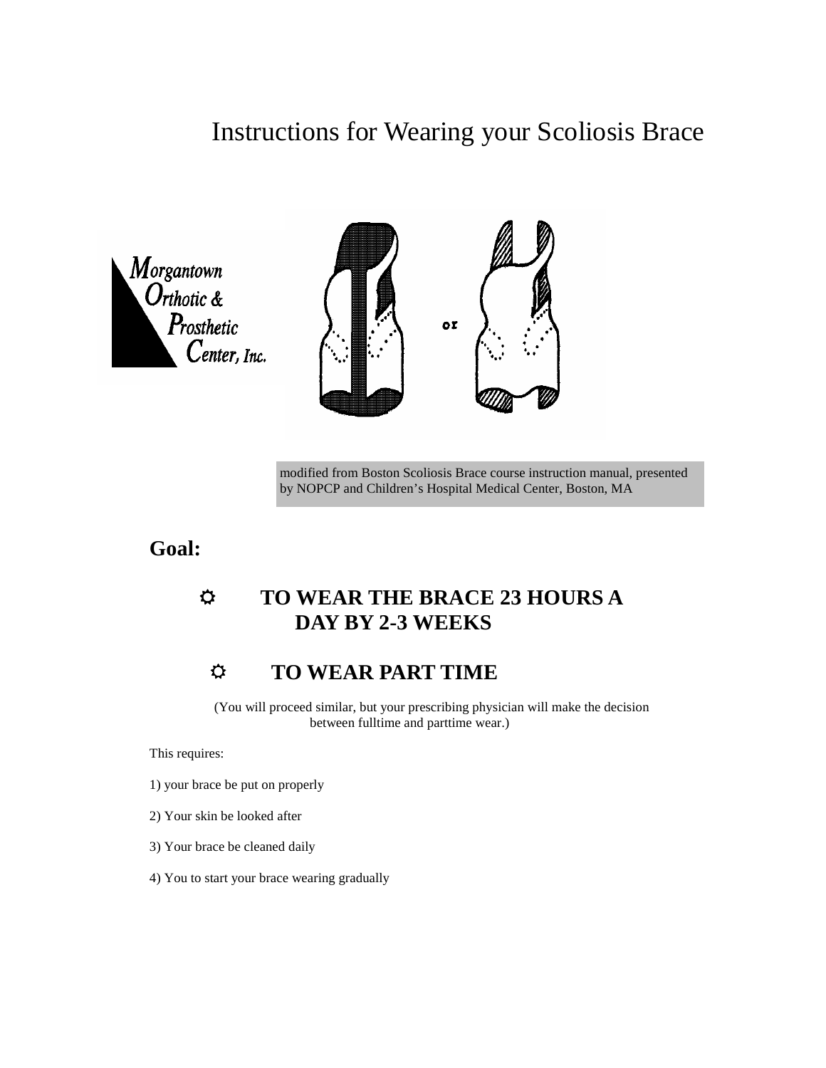# Instructions for Wearing your Scoliosis Brace

Morgantown Orthotic & Prosthetic Center, Inc.

or

modified from Boston Scoliosis Brace course instruction manual, presented by NOPCP and Children's Hospital Medical Center, Boston, MA

## Goal:

- **TO WEAR THE BRACE 23 HOURS A DAY BY 2-3 WEEKS**
- **TO WEAR PART TIME**

(You will proceed similar, but your prescribing physician will make the decision between fulltime and parttime wear.)

This requires:

1) your brace be put on properly

2) Your skin be looked after

3) Your brace be cleaned daily

4) You to start your brace wearing gradually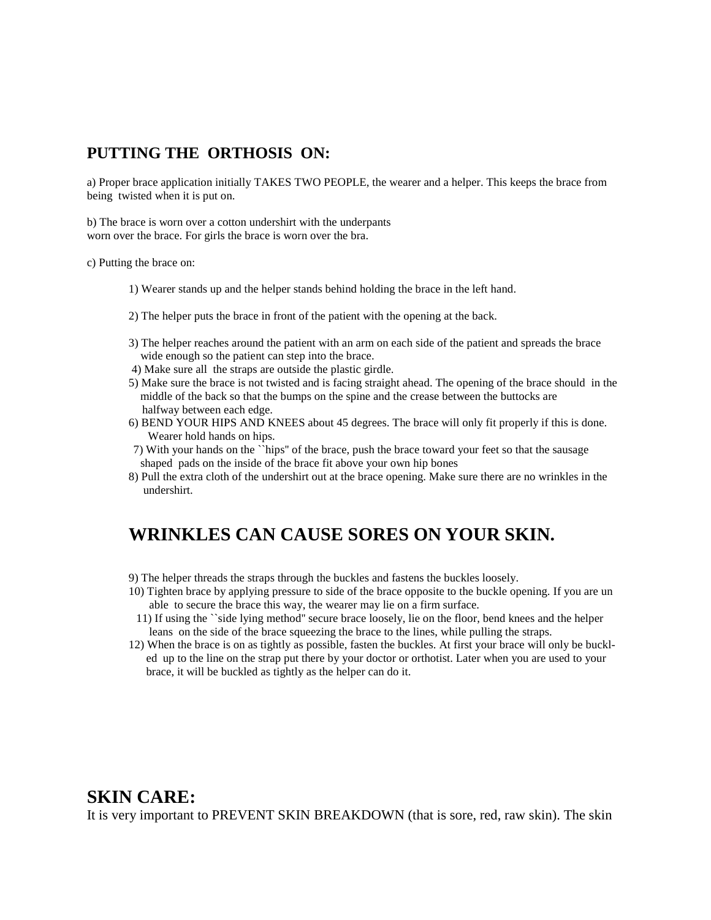## PUTTING THE ORTHOSIS ON:

a) Proper brace application initially TAKES TWO PEOPLE, the wearer and a helper. This keeps the brace from being twisted when it is put on.

b) The brace is worn over a cotton undershirt with the underpants worn over the brace. For girls the brace is worn over the bra.

c) Putting the brace on:

1) Wearer stands up and the helper stands behind holding the brace in the left hand.

2) The helper puts the brace in front of the patient with the opening at the back.

3) The helper reaches around the patient with an arm on each side of the patient and spreads the brace wide enough so the patient can step into the brace.
4) Make sure all the straps are outside the plastic girdle.
5) Make sure the brace is not twisted and is facing straight ahead. The opening of the brace should in the middle of the back so that the bumps on the spine and the crease between the buttocks are halfway between each edge.
6) BEND YOUR HIPS AND KNEES about 45 degrees. The brace will only fit properly if this is done. Wearer hold hands on hips.
7) With your hands on the ``hips'' of the brace, push the brace toward your feet so that the sausage shaped pads on the inside of the brace fit above your own hip bones
8) Pull the extra cloth of the undershirt out at the brace opening. Make sure there are no wrinkles in the undershirt.

## WRINKLES CAN CAUSE SORES ON YOUR SKIN.

9) The helper threads the straps through the buckles and fastens the buckles loosely.
10) Tighten brace by applying pressure to side of the brace opposite to the buckle opening. If you are un able to secure the brace this way, the wearer may lie on a firm surface.
11) If using the ``side lying method'' secure brace loosely, lie on the floor, bend knees and the helper leans on the side of the brace squeezing the brace to the lines, while pulling the straps.
12) When the brace is on as tightly as possible, fasten the buckles. At first your brace will only be buckl- ed up to the line on the strap put there by your doctor or orthotist. Later when you are used to your brace, it will be buckled as tightly as the helper can do it.

## SKIN CARE:

It is very important to PREVENT SKIN BREAKDOWN (that is sore, red, raw skin). The skin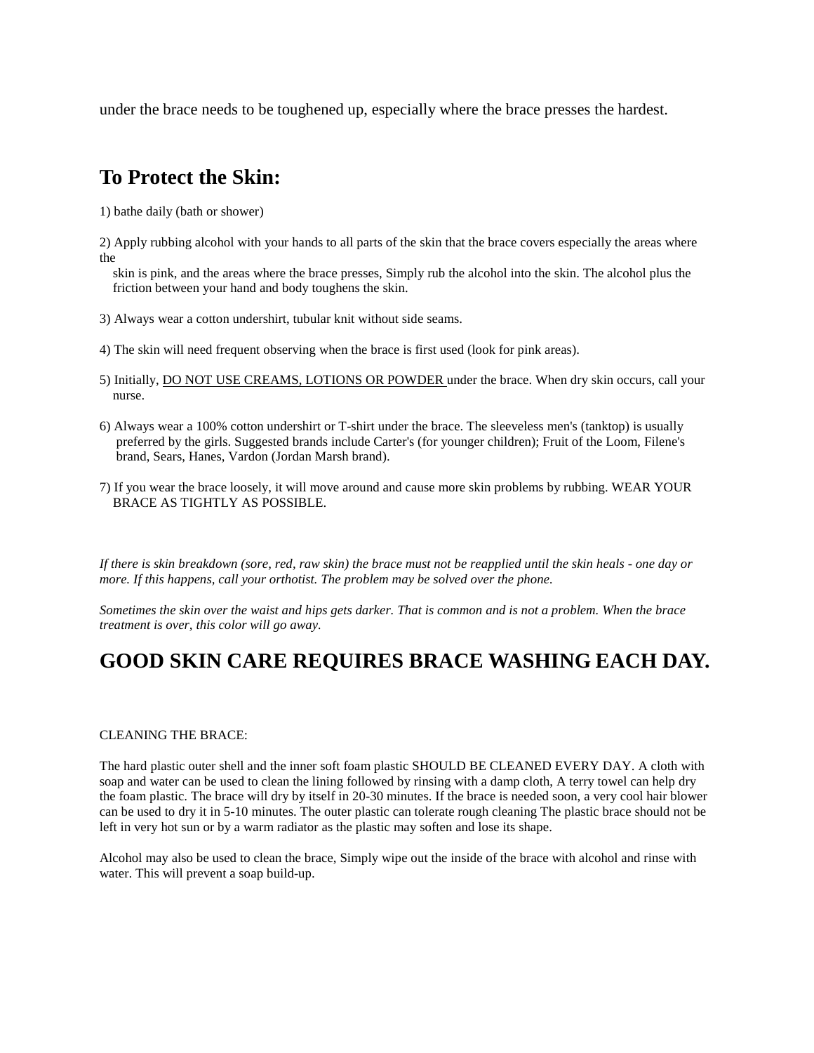under the brace needs to be toughened up, especially where the brace presses the hardest.

## To Protect the Skin:

1) bathe daily (bath or shower)

2) Apply rubbing alcohol with your hands to all parts of the skin that the brace covers especially the areas where the skin is pink, and the areas where the brace presses, Simply rub the alcohol into the skin. The alcohol plus the friction between your hand and body toughens the skin.

3) Always wear a cotton undershirt, tubular knit without side seams.

4) The skin will need frequent observing when the brace is first used (look for pink areas).

5) Initially, <u>DO NOT USE CREAMS, LOTIONS OR POWDER</u> under the brace. When dry skin occurs, call your nurse.

6) Always wear a 100% cotton undershirt or T-shirt under the brace. The sleeveless men's (tanktop) is usually preferred by the girls. Suggested brands include Carter's (for younger children); Fruit of the Loom, Filene's brand, Sears, Hanes, Vardon (Jordan Marsh brand).

7) If you wear the brace loosely, it will move around and cause more skin problems by rubbing. WEAR YOUR BRACE AS TIGHTLY AS POSSIBLE.

*If there is skin breakdown (sore, red, raw skin) the brace must not be reapplied until the skin heals - one day or more. If this happens, call your orthotist. The problem may be solved over the phone.*

*Sometimes the skin over the waist and hips gets darker. That is common and is not a problem. When the brace treatment is over, this color will go away.*

## GOOD SKIN CARE REQUIRES BRACE WASHING EACH DAY.

CLEANING THE BRACE:

The hard plastic outer shell and the inner soft foam plastic SHOULD BE CLEANED EVERY DAY. A cloth with soap and water can be used to clean the lining followed by rinsing with a damp cloth, A terry towel can help dry the foam plastic. The brace will dry by itself in 20-30 minutes. If the brace is needed soon, a very cool hair blower can be used to dry it in 5-10 minutes. The outer plastic can tolerate rough cleaning The plastic brace should not be left in very hot sun or by a warm radiator as the plastic may soften and lose its shape.

Alcohol may also be used to clean the brace, Simply wipe out the inside of the brace with alcohol and rinse with water. This will prevent a soap build-up.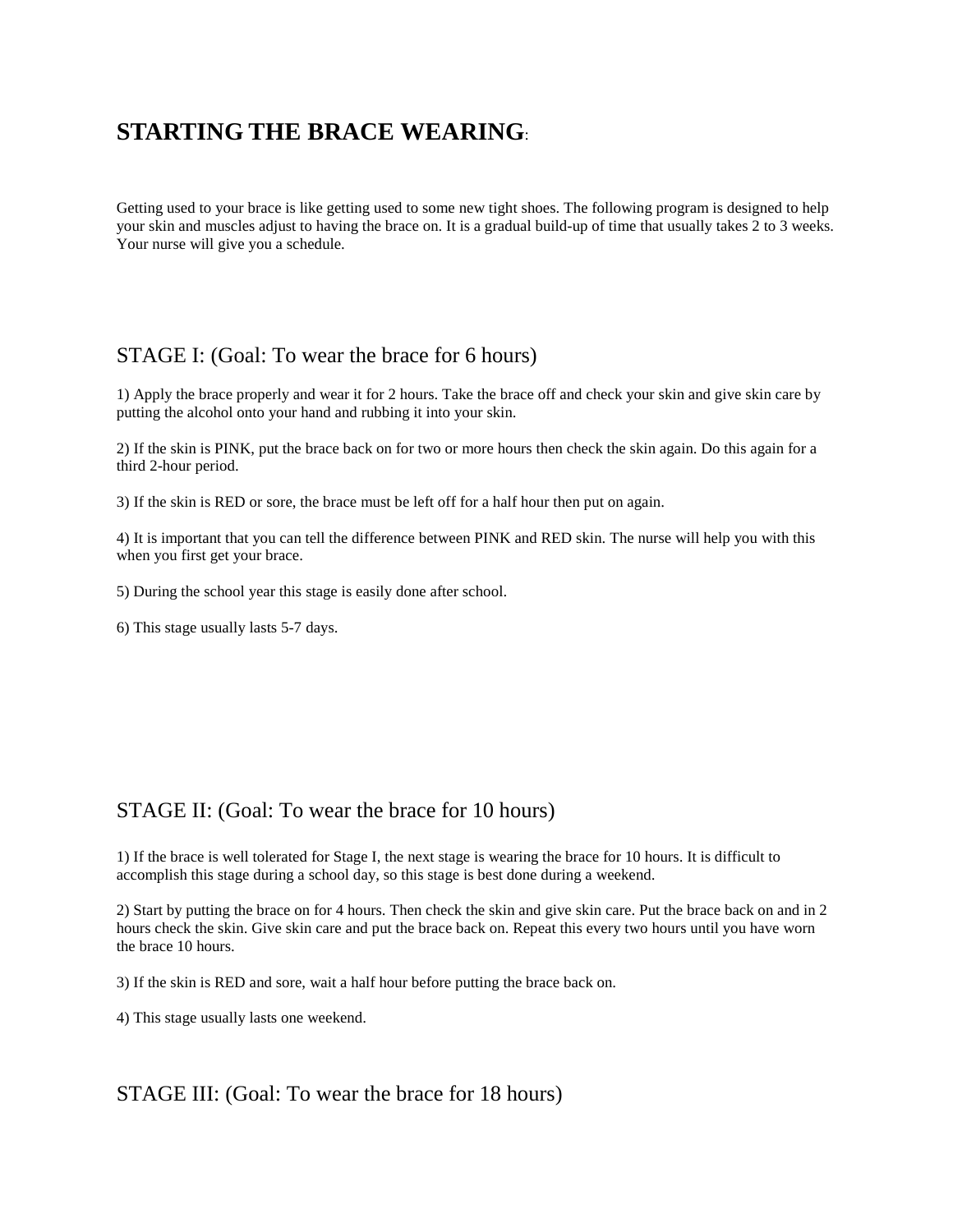# STARTING THE BRACE WEARING:

Getting used to your brace is like getting used to some new tight shoes. The following program is designed to help your skin and muscles adjust to having the brace on. It is a gradual build-up of time that usually takes 2 to 3 weeks. Your nurse will give you a schedule.

## STAGE I: (Goal: To wear the brace for 6 hours)

1) Apply the brace properly and wear it for 2 hours. Take the brace off and check your skin and give skin care by putting the alcohol onto your hand and rubbing it into your skin.

2) If the skin is PINK, put the brace back on for two or more hours then check the skin again. Do this again for a third 2-hour period.

3) If the skin is RED or sore, the brace must be left off for a half hour then put on again.

4) It is important that you can tell the difference between PINK and RED skin. The nurse will help you with this when you first get your brace.

5) During the school year this stage is easily done after school.

6) This stage usually lasts 5-7 days.

## STAGE II: (Goal: To wear the brace for 10 hours)

1) If the brace is well tolerated for Stage I, the next stage is wearing the brace for 10 hours. It is difficult to accomplish this stage during a school day, so this stage is best done during a weekend.

2) Start by putting the brace on for 4 hours. Then check the skin and give skin care. Put the brace back on and in 2 hours check the skin. Give skin care and put the brace back on. Repeat this every two hours until you have worn the brace 10 hours.

3) If the skin is RED and sore, wait a half hour before putting the brace back on.

4) This stage usually lasts one weekend.

## STAGE III: (Goal: To wear the brace for 18 hours)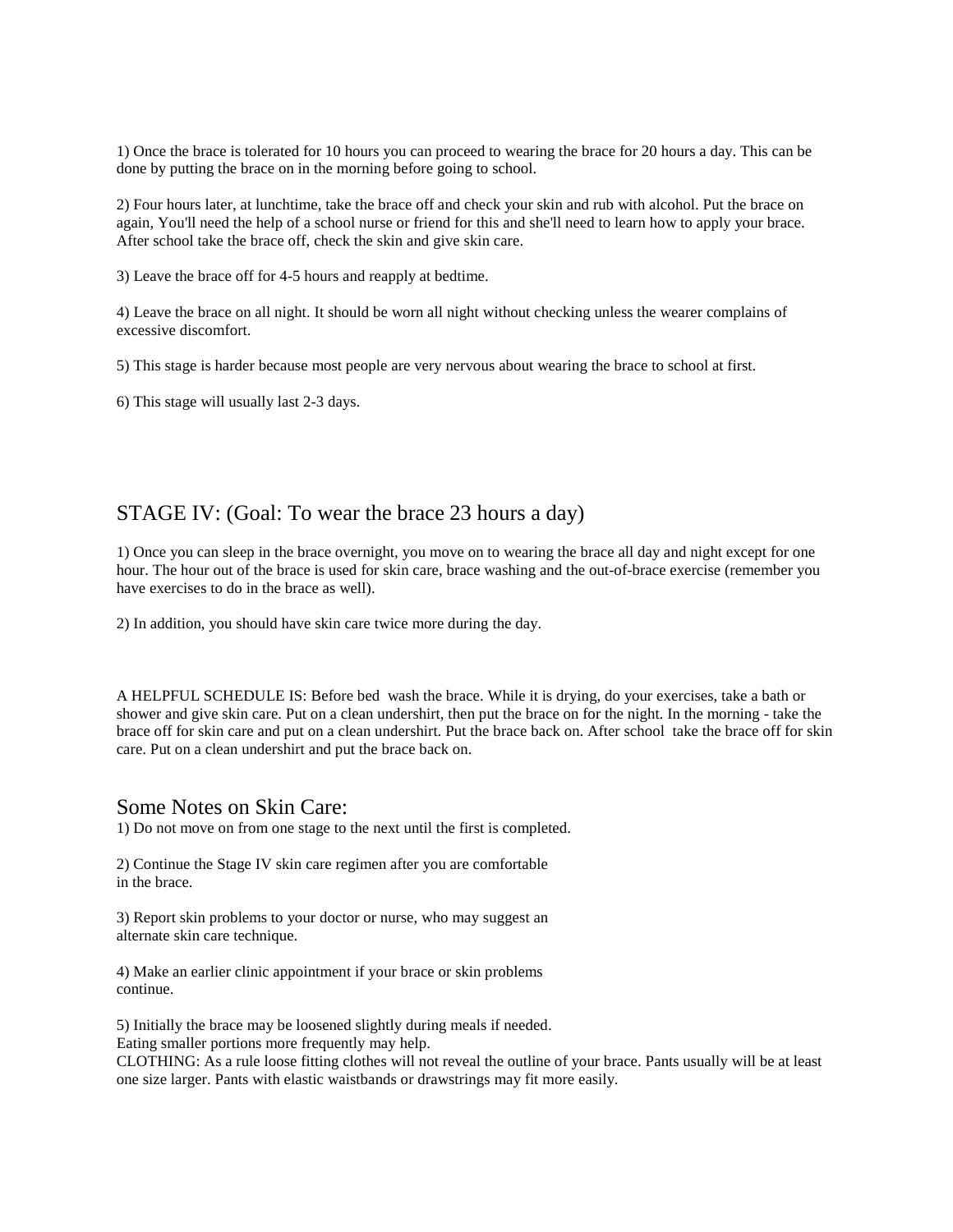1) Once the brace is tolerated for 10 hours you can proceed to wearing the brace for 20 hours a day. This can be done by putting the brace on in the morning before going to school.

2) Four hours later, at lunchtime, take the brace off and check your skin and rub with alcohol. Put the brace on again, You'll need the help of a school nurse or friend for this and she'll need to learn how to apply your brace. After school take the brace off, check the skin and give skin care.

3) Leave the brace off for 4-5 hours and reapply at bedtime.

4) Leave the brace on all night. It should be worn all night without checking unless the wearer complains of excessive discomfort.

5) This stage is harder because most people are very nervous about wearing the brace to school at first.

6) This stage will usually last 2-3 days.

## STAGE IV: (Goal: To wear the brace 23 hours a day)

1) Once you can sleep in the brace overnight, you move on to wearing the brace all day and night except for one hour. The hour out of the brace is used for skin care, brace washing and the out-of-brace exercise (remember you have exercises to do in the brace as well).

2) In addition, you should have skin care twice more during the day.

A HELPFUL SCHEDULE IS: Before bed wash the brace. While it is drying, do your exercises, take a bath or shower and give skin care. Put on a clean undershirt, then put the brace on for the night. In the morning - take the brace off for skin care and put on a clean undershirt. Put the brace back on. After school take the brace off for skin care. Put on a clean undershirt and put the brace back on.

## Some Notes on Skin Care:

1) Do not move on from one stage to the next until the first is completed.

2) Continue the Stage IV skin care regimen after you are comfortable in the brace.

3) Report skin problems to your doctor or nurse, who may suggest an alternate skin care technique.

4) Make an earlier clinic appointment if your brace or skin problems continue.

5) Initially the brace may be loosened slightly during meals if needed. Eating smaller portions more frequently may help.

CLOTHING: As a rule loose fitting clothes will not reveal the outline of your brace. Pants usually will be at least one size larger. Pants with elastic waistbands or drawstrings may fit more easily.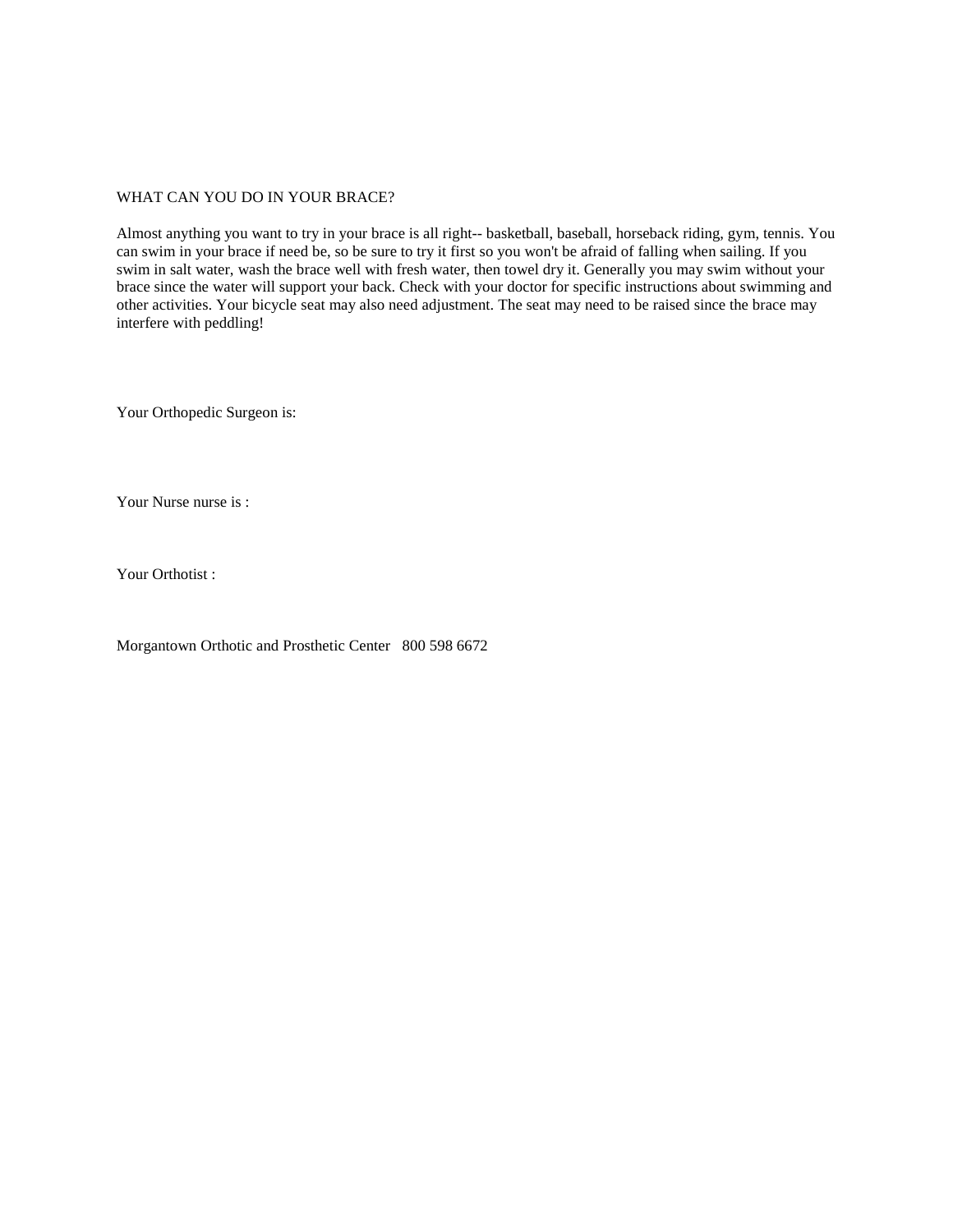## WHAT CAN YOU DO IN YOUR BRACE?

Almost anything you want to try in your brace is all right-- basketball, baseball, horseback riding, gym, tennis. You can swim in your brace if need be, so be sure to try it first so you won't be afraid of falling when sailing. If you swim in salt water, wash the brace well with fresh water, then towel dry it. Generally you may swim without your brace since the water will support your back. Check with your doctor for specific instructions about swimming and other activities. Your bicycle seat may also need adjustment. The seat may need to be raised since the brace may interfere with peddling!

Your Orthopedic Surgeon is:

Your Nurse nurse is :

Your Orthotist :

Morgantown Orthotic and Prosthetic Center 800 598 6672